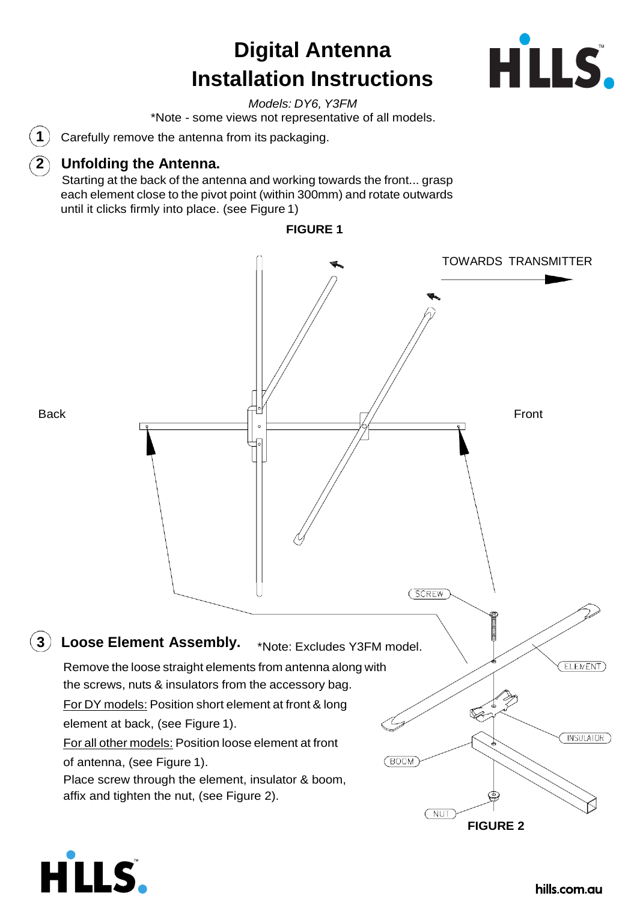# Digital Antenna Installation Instructions

*Models: DY6, Y3FM*

*Note - some views not representative of all models.

1. Carefully remove the antenna from its packaging.

2. **Unfolding the Antenna.**
   Starting at the back of the antenna and working towards the front... grasp each element close to the pivot point (within 300mm) and rotate outwards until it clicks firmly into place. (see Figure 1)

**FIGURE 1**

TOWARDS TRANSMITTER

Back

Front

SCREW

ELEMENT

INSULATOR

BOOM

NUT

**FIGURE 2**

3. **Loose Element Assembly.** *Note: Excludes Y3FM model.
   Remove the loose straight elements from antenna along with the screws, nuts & insulators from the accessory bag.
   For DY models: Position short element at front & long element at back, (see Figure 1).
   For all other models: Position loose element at front of antenna, (see Figure 1).
   Place screw through the element, insulator & boom, affix and tighten the nut, (see Figure 2).

hills.com.au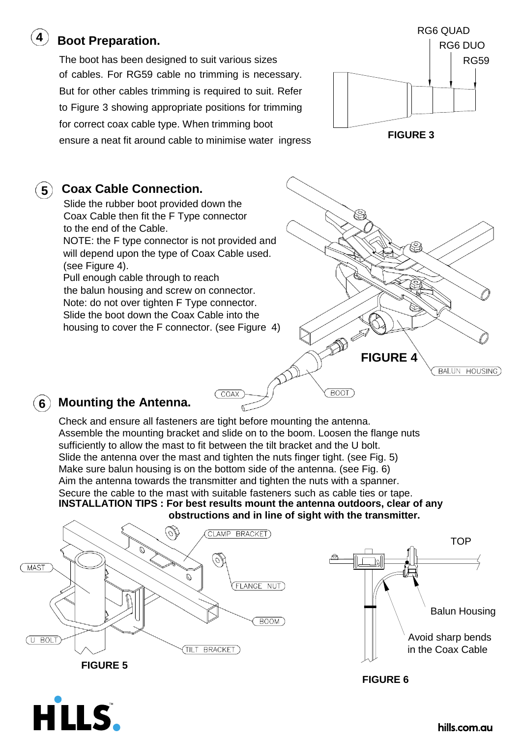## 4 Boot Preparation.

The boot has been designed to suit various sizes of cables. For RG59 cable no trimming is necessary. But for other cables trimming is required to suit. Refer to Figure 3 showing appropriate positions for trimming for correct coax cable type. When trimming boot ensure a neat fit around cable to minimise water ingress

RG6 QUAD
RG6 DUO
RG59

**FIGURE 3**

## 5 Coax Cable Connection.

Slide the rubber boot provided down the Coax Cable then fit the F Type connector to the end of the Cable.
NOTE: the F type connector is not provided and will depend upon the type of Coax Cable used. (see Figure 4).
Pull enough cable through to reach the balun housing and screw on connector.
Note: do not over tighten F Type connector.
Slide the boot down the Coax Cable into the housing to cover the F connector. (see Figure 4)

**FIGURE 4**

BALUN HOUSING
BOOT
COAX

## 6 Mounting the Antenna.

Check and ensure all fasteners are tight before mounting the antenna.
Assemble the mounting bracket and slide on to the boom. Loosen the flange nuts sufficiently to allow the mast to fit between the tilt bracket and the U bolt.
Slide the antenna over the mast and tighten the nuts finger tight. (see Fig. 5)
Make sure balun housing is on the bottom side of the antenna. (see Fig. 6)
Aim the antenna towards the transmitter and tighten the nuts with a spanner.
Secure the cable to the mast with suitable fasteners such as cable ties or tape.
**INSTALLATION TIPS : For best results mount the antenna outdoors, clear of any obstructions and in line of sight with the transmitter.**

CLAMP BRACKET
MAST
FLANGE NUT
BOOM
U BOLT
TILT BRACKET

**FIGURE 5**

TOP
Balun Housing
Avoid sharp bends in the Coax Cable

**FIGURE 6**

HILLS.

hills.com.au